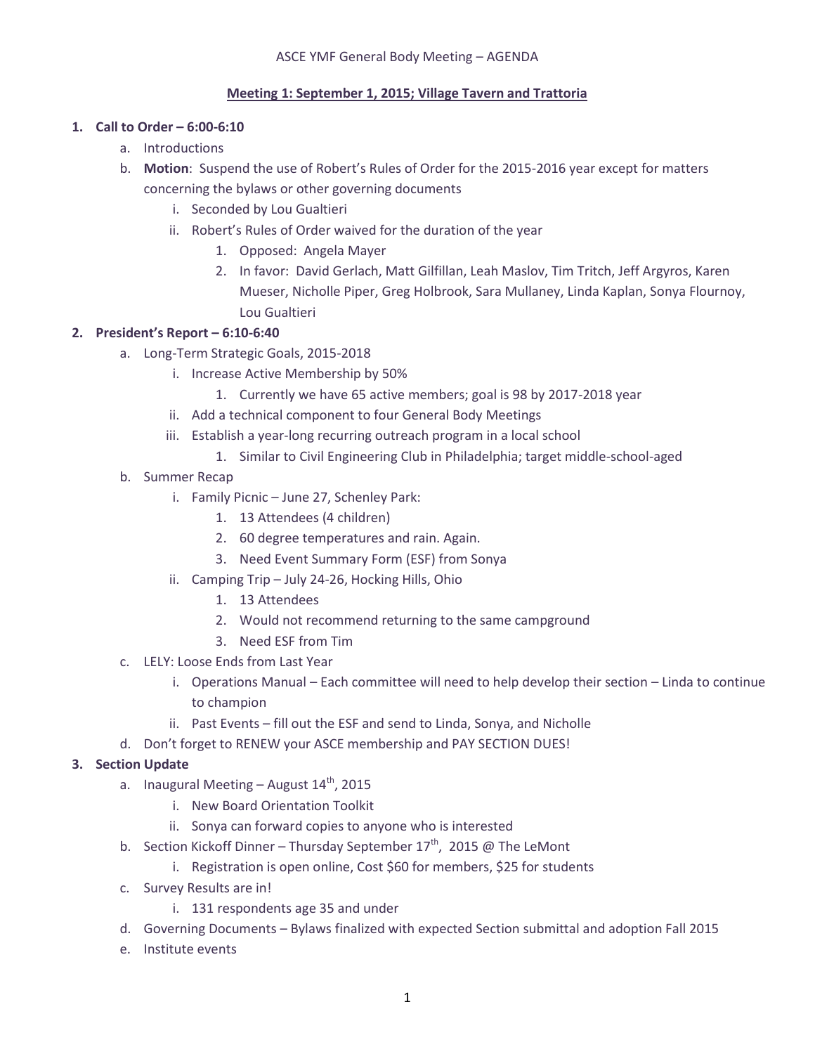ASCE YMF General Body Meeting – AGENDA

**Meeting 1: September 1, 2015; Village Tavern and Trattoria**

1. **Call to Order – 6:00-6:10**
   a. Introductions
   b. **Motion**: Suspend the use of Robert's Rules of Order for the 2015-2016 year except for matters concerning the bylaws or other governing documents
      i. Seconded by Lou Gualtieri
      ii. Robert's Rules of Order waived for the duration of the year
         1. Opposed: Angela Mayer
         2. In favor: David Gerlach, Matt Gilfillan, Leah Maslov, Tim Tritch, Jeff Argyros, Karen Mueser, Nicholle Piper, Greg Holbrook, Sara Mullaney, Linda Kaplan, Sonya Flournoy, Lou Gualtieri
2. **President's Report – 6:10-6:40**
   a. Long-Term Strategic Goals, 2015-2018
      i. Increase Active Membership by 50%
         1. Currently we have 65 active members; goal is 98 by 2017-2018 year
      ii. Add a technical component to four General Body Meetings
      iii. Establish a year-long recurring outreach program in a local school
         1. Similar to Civil Engineering Club in Philadelphia; target middle-school-aged
   b. Summer Recap
      i. Family Picnic – June 27, Schenley Park:
         1. 13 Attendees (4 children)
         2. 60 degree temperatures and rain. Again.
         3. Need Event Summary Form (ESF) from Sonya
      ii. Camping Trip – July 24-26, Hocking Hills, Ohio
         1. 13 Attendees
         2. Would not recommend returning to the same campground
         3. Need ESF from Tim
   c. LELY: Loose Ends from Last Year
      i. Operations Manual – Each committee will need to help develop their section – Linda to continue to champion
      ii. Past Events – fill out the ESF and send to Linda, Sonya, and Nicholle
   d. Don't forget to RENEW your ASCE membership and PAY SECTION DUES!
3. **Section Update**
   a. Inaugural Meeting – August 14th, 2015
      i. New Board Orientation Toolkit
      ii. Sonya can forward copies to anyone who is interested
   b. Section Kickoff Dinner – Thursday September 17th, 2015 @ The LeMont
      i. Registration is open online, Cost $60 for members, $25 for students
   c. Survey Results are in!
      i. 131 respondents age 35 and under
   d. Governing Documents – Bylaws finalized with expected Section submittal and adoption Fall 2015
   e. Institute events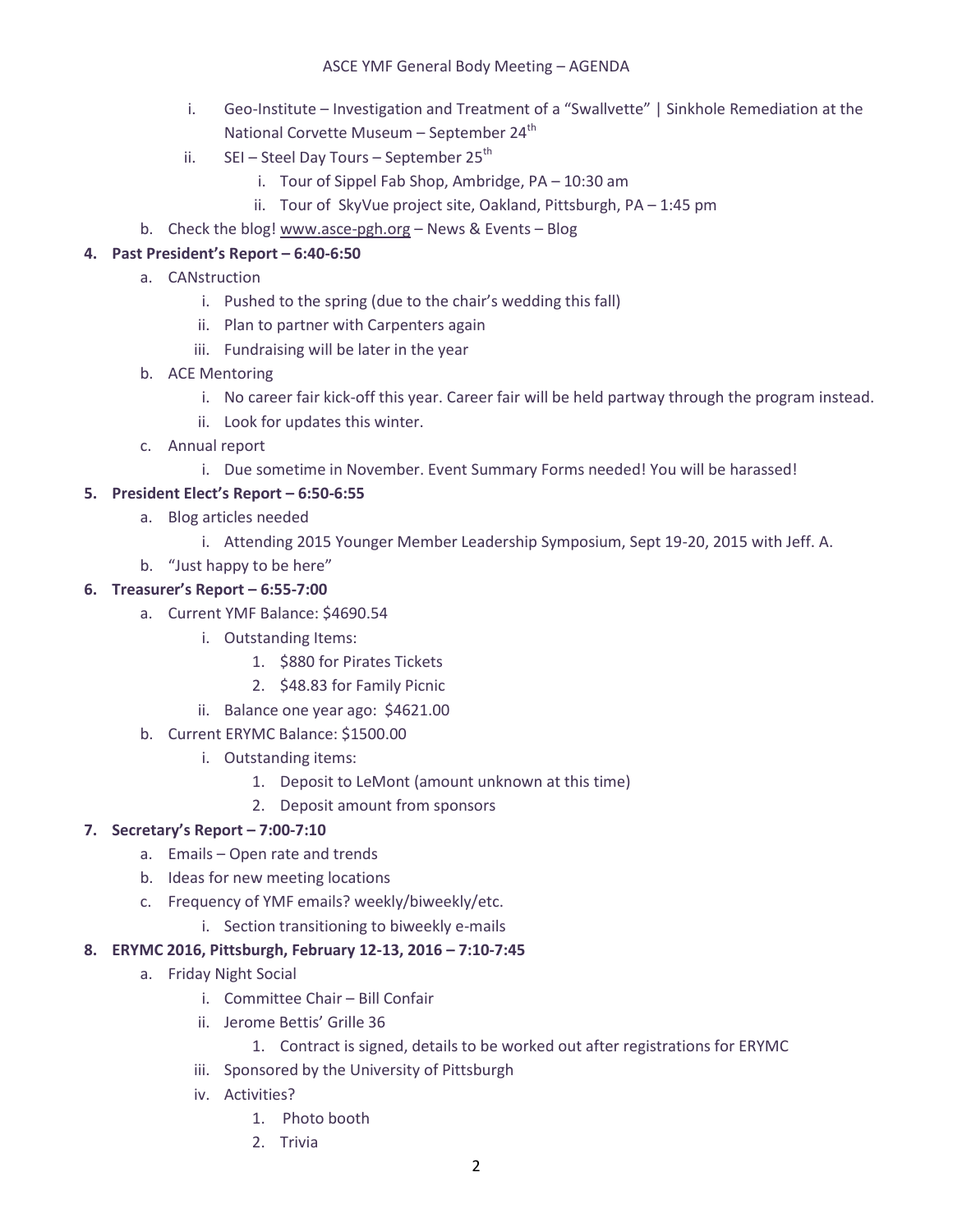i. Geo-Institute – Investigation and Treatment of a "Swallvette" | Sinkhole Remediation at the National Corvette Museum – September 24th
   ii. SEI – Steel Day Tours – September 25th
      i. Tour of Sippel Fab Shop, Ambridge, PA – 10:30 am
      ii. Tour of SkyVue project site, Oakland, Pittsburgh, PA – 1:45 pm
b. Check the blog! www.asce-pgh.org – News & Events – Blog

**4. Past President's Report – 6:40-6:50**

a. CANstruction
   i. Pushed to the spring (due to the chair's wedding this fall)
   ii. Plan to partner with Carpenters again
   iii. Fundraising will be later in the year
b. ACE Mentoring
   i. No career fair kick-off this year. Career fair will be held partway through the program instead.
   ii. Look for updates this winter.
c. Annual report
   i. Due sometime in November. Event Summary Forms needed! You will be harassed!

**5. President Elect's Report – 6:50-6:55**

a. Blog articles needed
   i. Attending 2015 Younger Member Leadership Symposium, Sept 19-20, 2015 with Jeff. A.
b. "Just happy to be here"

**6. Treasurer's Report – 6:55-7:00**

a. Current YMF Balance: $4690.54
   i. Outstanding Items:
      1. $880 for Pirates Tickets
      2. $48.83 for Family Picnic
   ii. Balance one year ago: $4621.00
b. Current ERYMC Balance: $1500.00
   i. Outstanding items:
      1. Deposit to LeMont (amount unknown at this time)
      2. Deposit amount from sponsors

**7. Secretary's Report – 7:00-7:10**

a. Emails – Open rate and trends
b. Ideas for new meeting locations
c. Frequency of YMF emails? weekly/biweekly/etc.
   i. Section transitioning to biweekly e-mails

**8. ERYMC 2016, Pittsburgh, February 12-13, 2016 – 7:10-7:45**

a. Friday Night Social
   i. Committee Chair – Bill Confair
   ii. Jerome Bettis' Grille 36
      1. Contract is signed, details to be worked out after registrations for ERYMC
   iii. Sponsored by the University of Pittsburgh
   iv. Activities?
      1. Photo booth
      2. Trivia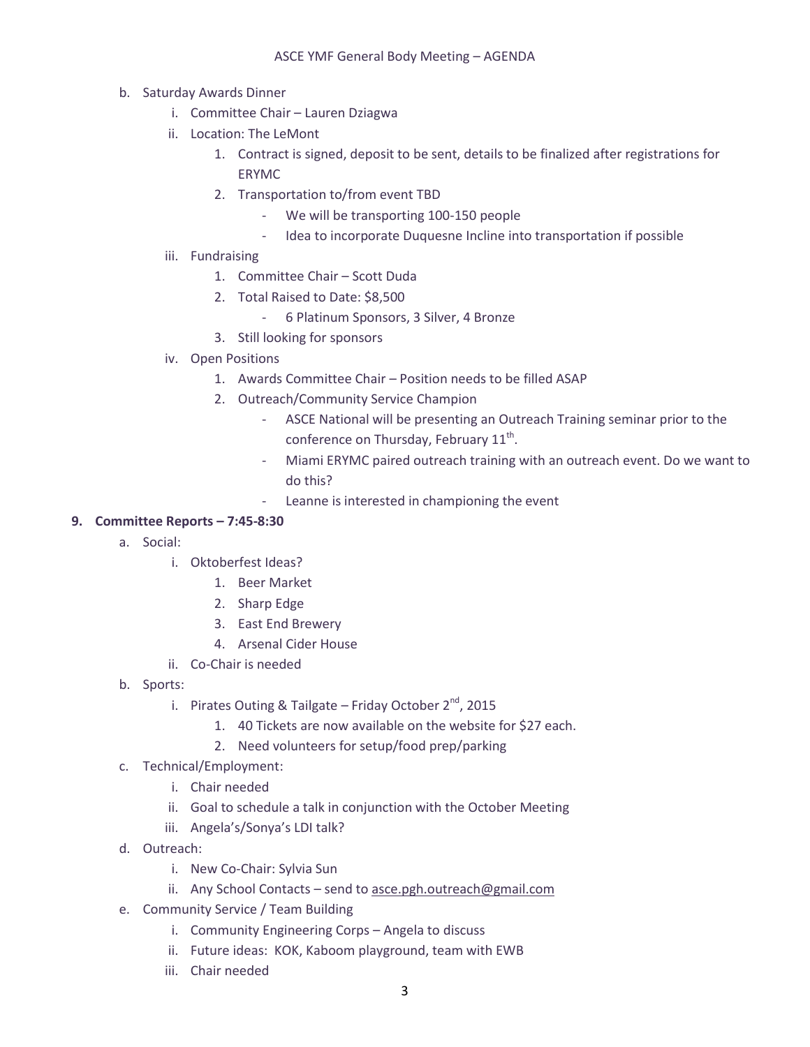b. Saturday Awards Dinner
    i. Committee Chair – Lauren Dziagwa
    ii. Location: The LeMont
        1. Contract is signed, deposit to be sent, details to be finalized after registrations for ERYMC
        2. Transportation to/from event TBD
            - We will be transporting 100-150 people
            - Idea to incorporate Duquesne Incline into transportation if possible
    iii. Fundraising
        1. Committee Chair – Scott Duda
        2. Total Raised to Date: $8,500
            - 6 Platinum Sponsors, 3 Silver, 4 Bronze
        3. Still looking for sponsors
    iv. Open Positions
        1. Awards Committee Chair – Position needs to be filled ASAP
        2. Outreach/Community Service Champion
            - ASCE National will be presenting an Outreach Training seminar prior to the conference on Thursday, February 11th.
            - Miami ERYMC paired outreach training with an outreach event. Do we want to do this?
            - Leanne is interested in championing the event

**9. Committee Reports – 7:45-8:30**

a. Social:
    i. Oktoberfest Ideas?
        1. Beer Market
        2. Sharp Edge
        3. East End Brewery
        4. Arsenal Cider House
    ii. Co-Chair is needed

b. Sports:
    i. Pirates Outing & Tailgate – Friday October 2nd, 2015
        1. 40 Tickets are now available on the website for $27 each.
        2. Need volunteers for setup/food prep/parking

c. Technical/Employment:
    i. Chair needed
    ii. Goal to schedule a talk in conjunction with the October Meeting
    iii. Angela's/Sonya's LDI talk?

d. Outreach:
    i. New Co-Chair: Sylvia Sun
    ii. Any School Contacts – send to asce.pgh.outreach@gmail.com

e. Community Service / Team Building
    i. Community Engineering Corps – Angela to discuss
    ii. Future ideas: KOK, Kaboom playground, team with EWB
    iii. Chair needed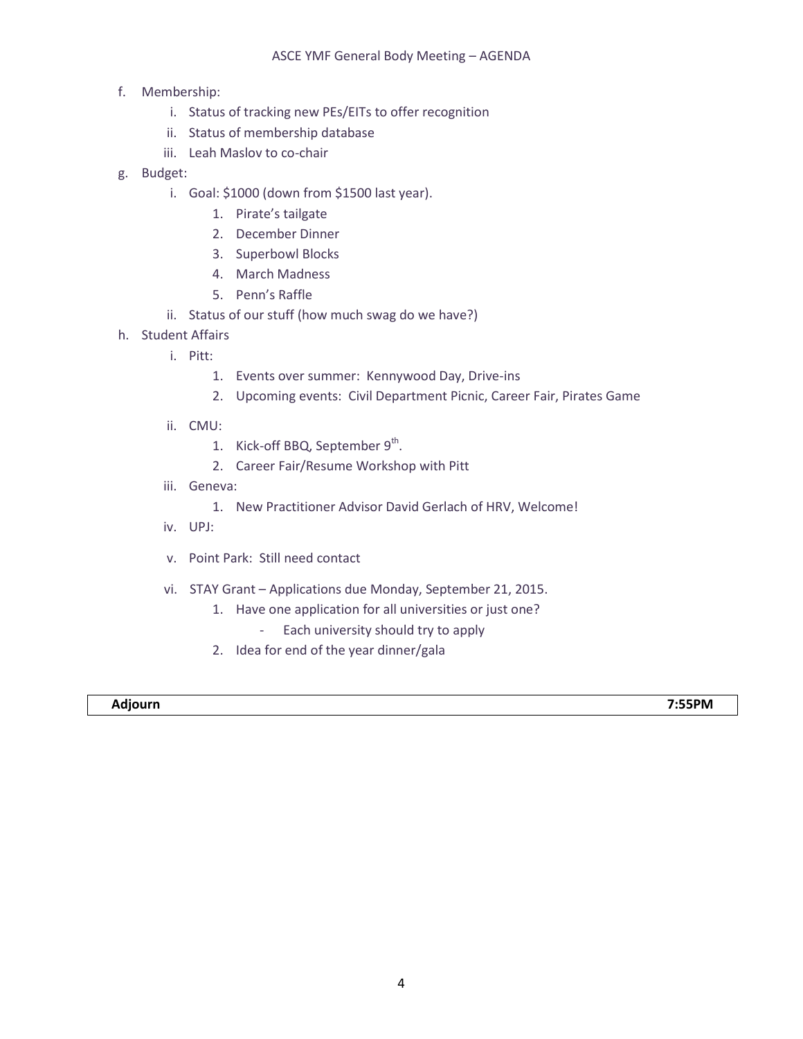f. Membership:
    i. Status of tracking new PEs/EITs to offer recognition
    ii. Status of membership database
    iii. Leah Maslov to co-chair
g. Budget:
    i. Goal: $1000 (down from $1500 last year).
        1. Pirate's tailgate
        2. December Dinner
        3. Superbowl Blocks
        4. March Madness
        5. Penn's Raffle
    ii. Status of our stuff (how much swag do we have?)
h. Student Affairs
    i. Pitt:
        1. Events over summer: Kennywood Day, Drive-ins
        2. Upcoming events: Civil Department Picnic, Career Fair, Pirates Game
    ii. CMU:
        1. Kick-off BBQ, September 9th.
        2. Career Fair/Resume Workshop with Pitt
    iii. Geneva:
        1. New Practitioner Advisor David Gerlach of HRV, Welcome!
    iv. UPJ:
    v. Point Park: Still need contact
    vi. STAY Grant – Applications due Monday, September 21, 2015.
        1. Have one application for all universities or just one?
            - Each university should try to apply
        2. Idea for end of the year dinner/gala

| **Adjourn** | **7:55PM** |
|---|---|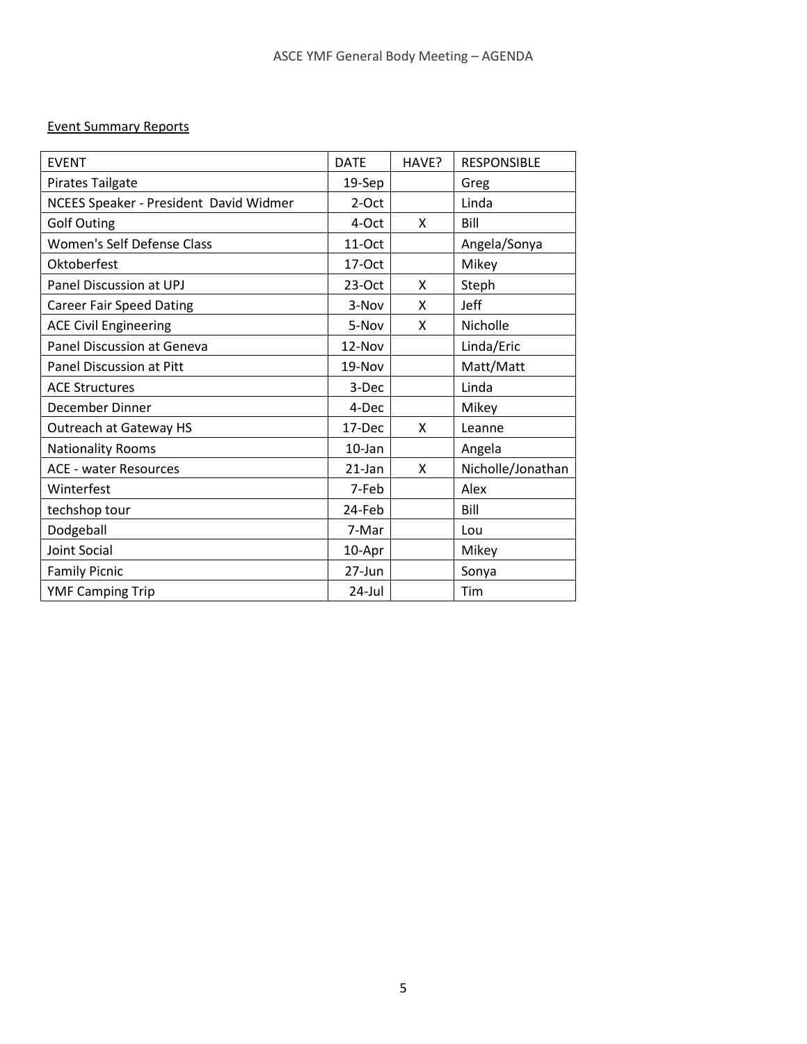Event Summary Reports

| EVENT | DATE | HAVE? | RESPONSIBLE |
| --- | --- | --- | --- |
| Pirates Tailgate | 19-Sep | | Greg |
| NCEES Speaker - President David Widmer | 2-Oct | | Linda |
| Golf Outing | 4-Oct | X | Bill |
| Women's Self Defense Class | 11-Oct | | Angela/Sonya |
| Oktoberfest | 17-Oct | | Mikey |
| Panel Discussion at UPJ | 23-Oct | X | Steph |
| Career Fair Speed Dating | 3-Nov | X | Jeff |
| ACE Civil Engineering | 5-Nov | X | Nicholle |
| Panel Discussion at Geneva | 12-Nov | | Linda/Eric |
| Panel Discussion at Pitt | 19-Nov | | Matt/Matt |
| ACE Structures | 3-Dec | | Linda |
| December Dinner | 4-Dec | | Mikey |
| Outreach at Gateway HS | 17-Dec | X | Leanne |
| Nationality Rooms | 10-Jan | | Angela |
| ACE - water Resources | 21-Jan | X | Nicholle/Jonathan |
| Winterfest | 7-Feb | | Alex |
| techshop tour | 24-Feb | | Bill |
| Dodgeball | 7-Mar | | Lou |
| Joint Social | 10-Apr | | Mikey |
| Family Picnic | 27-Jun | | Sonya |
| YMF Camping Trip | 24-Jul | | Tim |